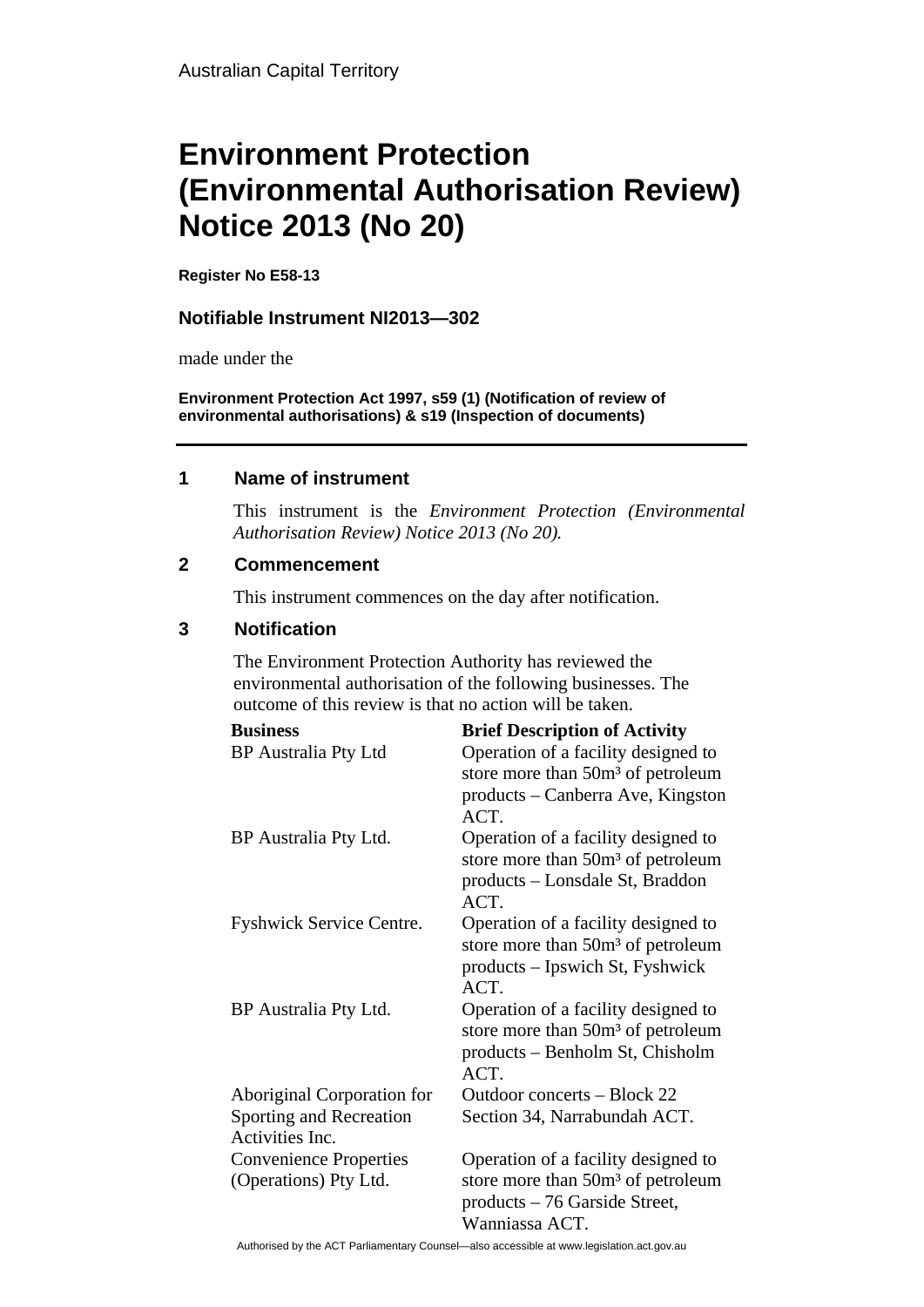Australian Capital Territory

# Environment Protection (Environmental Authorisation Review) Notice 2013 (No 20)

**Register No E58-13**

## Notifiable Instrument NI2013—302

made under the

**Environment Protection Act 1997, s59 (1) (Notification of review of environmental authorisations) & s19 (Inspection of documents)**

---

### 1 Name of instrument

This instrument is the *Environment Protection (Environmental Authorisation Review) Notice 2013 (No 20).*

### 2 Commencement

This instrument commences on the day after notification.

### 3 Notification

The Environment Protection Authority has reviewed the environmental authorisation of the following businesses. The outcome of this review is that no action will be taken.

| Business | Brief Description of Activity |
|---|---|
| BP Australia Pty Ltd | Operation of a facility designed to store more than $50m^3$ of petroleum products – Canberra Ave, Kingston ACT. |
| BP Australia Pty Ltd. | Operation of a facility designed to store more than $50m^3$ of petroleum products – Lonsdale St, Braddon ACT. |
| Fyshwick Service Centre. | Operation of a facility designed to store more than $50m^3$ of petroleum products – Ipswich St, Fyshwick ACT. |
| BP Australia Pty Ltd. | Operation of a facility designed to store more than $50m^3$ of petroleum products – Benholm St, Chisholm ACT. |
| Aboriginal Corporation for Sporting and Recreation Activities Inc. | Outdoor concerts – Block 22 Section 34, Narrabundah ACT. |
| Convenience Properties (Operations) Pty Ltd. | Operation of a facility designed to store more than $50m^3$ of petroleum products – 76 Garside Street, Wanniassa ACT. |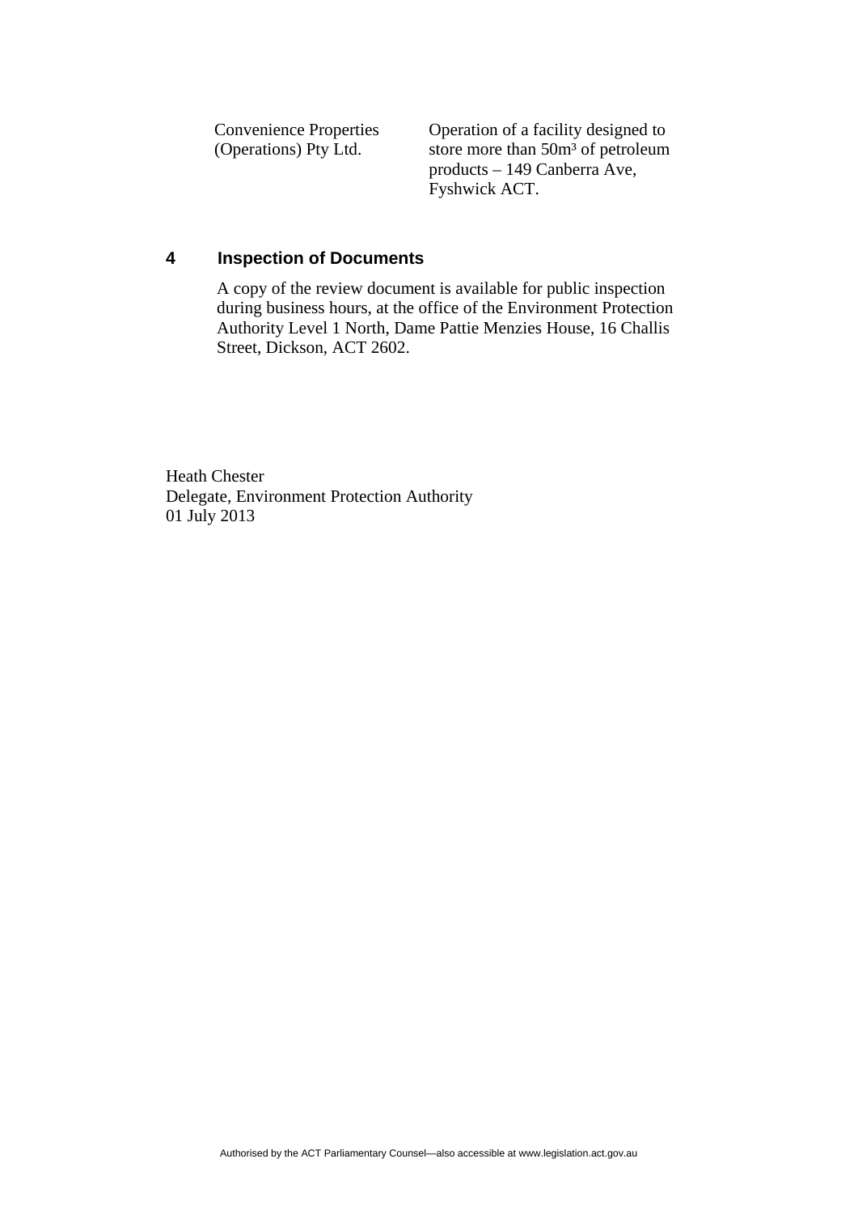| | |
|---|---|
| Convenience Properties (Operations) Pty Ltd. | Operation of a facility designed to store more than 50m³ of petroleum products – 149 Canberra Ave, Fyshwick ACT. |

## 4 Inspection of Documents

A copy of the review document is available for public inspection during business hours, at the office of the Environment Protection Authority Level 1 North, Dame Pattie Menzies House, 16 Challis Street, Dickson, ACT 2602.

Heath Chester
Delegate, Environment Protection Authority
01 July 2013